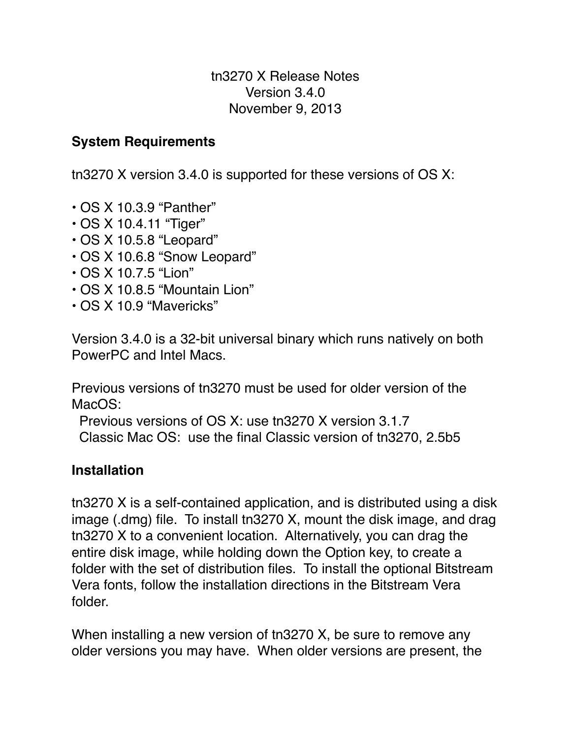# tn3270 X Release Notes

Version 3.4.0

November 9, 2013

## System Requirements

tn3270 X version 3.4.0 is supported for these versions of OS X:

• OS X 10.3.9 “Panther”
• OS X 10.4.11 “Tiger”
• OS X 10.5.8 “Leopard”
• OS X 10.6.8 “Snow Leopard”
• OS X 10.7.5 “Lion”
• OS X 10.8.5 “Mountain Lion”
• OS X 10.9 “Mavericks”

Version 3.4.0 is a 32-bit universal binary which runs natively on both PowerPC and Intel Macs.

Previous versions of tn3270 must be used for older version of the MacOS:

Previous versions of OS X: use tn3270 X version 3.1.7
Classic Mac OS: use the final Classic version of tn3270, 2.5b5

## Installation

tn3270 X is a self-contained application, and is distributed using a disk image (.dmg) file. To install tn3270 X, mount the disk image, and drag tn3270 X to a convenient location. Alternatively, you can drag the entire disk image, while holding down the Option key, to create a folder with the set of distribution files. To install the optional Bitstream Vera fonts, follow the installation directions in the Bitstream Vera folder.

When installing a new version of tn3270 X, be sure to remove any older versions you may have. When older versions are present, the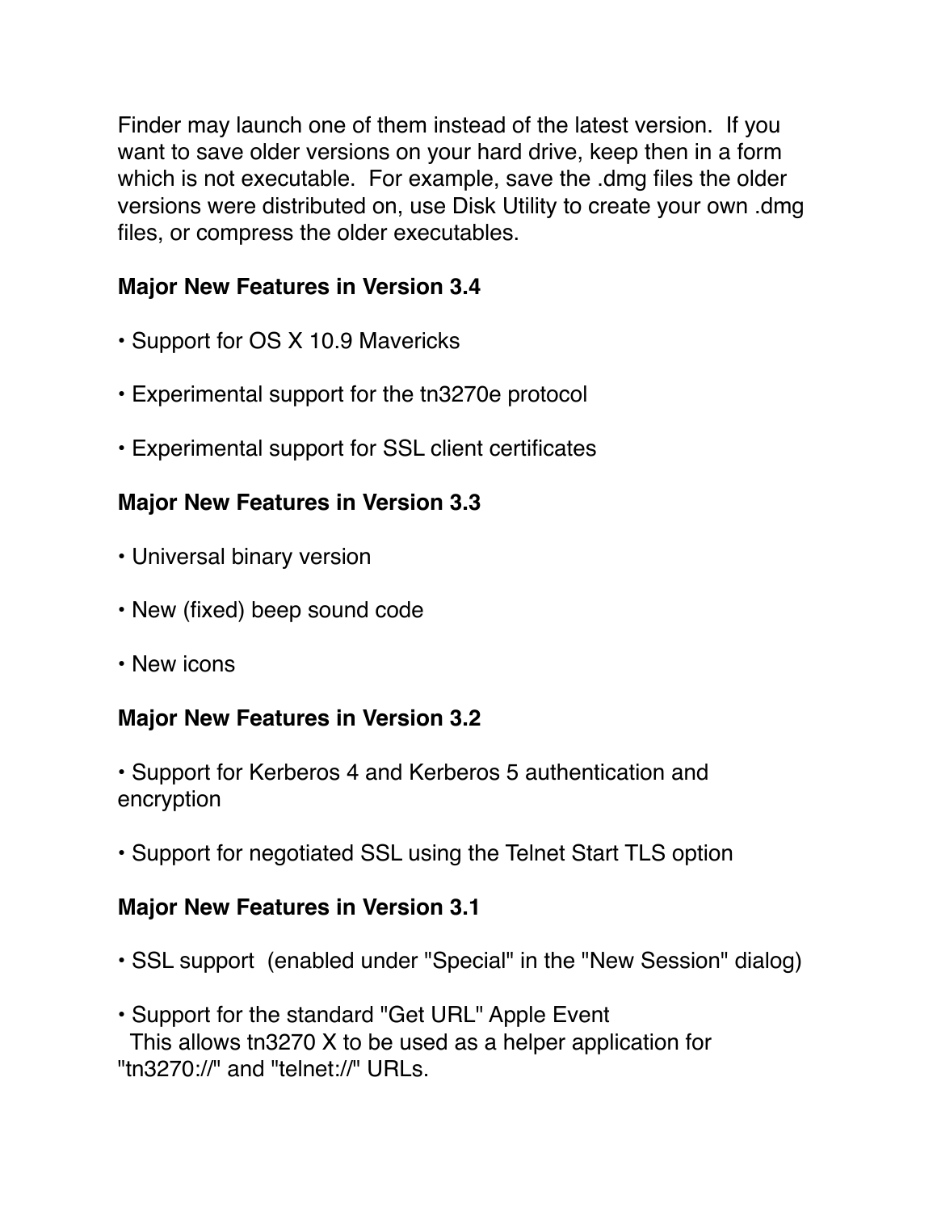Finder may launch one of them instead of the latest version.  If you want to save older versions on your hard drive, keep then in a form which is not executable.  For example, save the .dmg files the older versions were distributed on, use Disk Utility to create your own .dmg files, or compress the older executables.

**Major New Features in Version 3.4**

• Support for OS X 10.9 Mavericks

• Experimental support for the tn3270e protocol

• Experimental support for SSL client certificates

**Major New Features in Version 3.3**

• Universal binary version

• New (fixed) beep sound code

• New icons

**Major New Features in Version 3.2**

• Support for Kerberos 4 and Kerberos 5 authentication and encryption

• Support for negotiated SSL using the Telnet Start TLS option

**Major New Features in Version 3.1**

• SSL support  (enabled under "Special" in the "New Session" dialog)

• Support for the standard "Get URL" Apple Event
  This allows tn3270 X to be used as a helper application for "tn3270://" and "telnet://" URLs.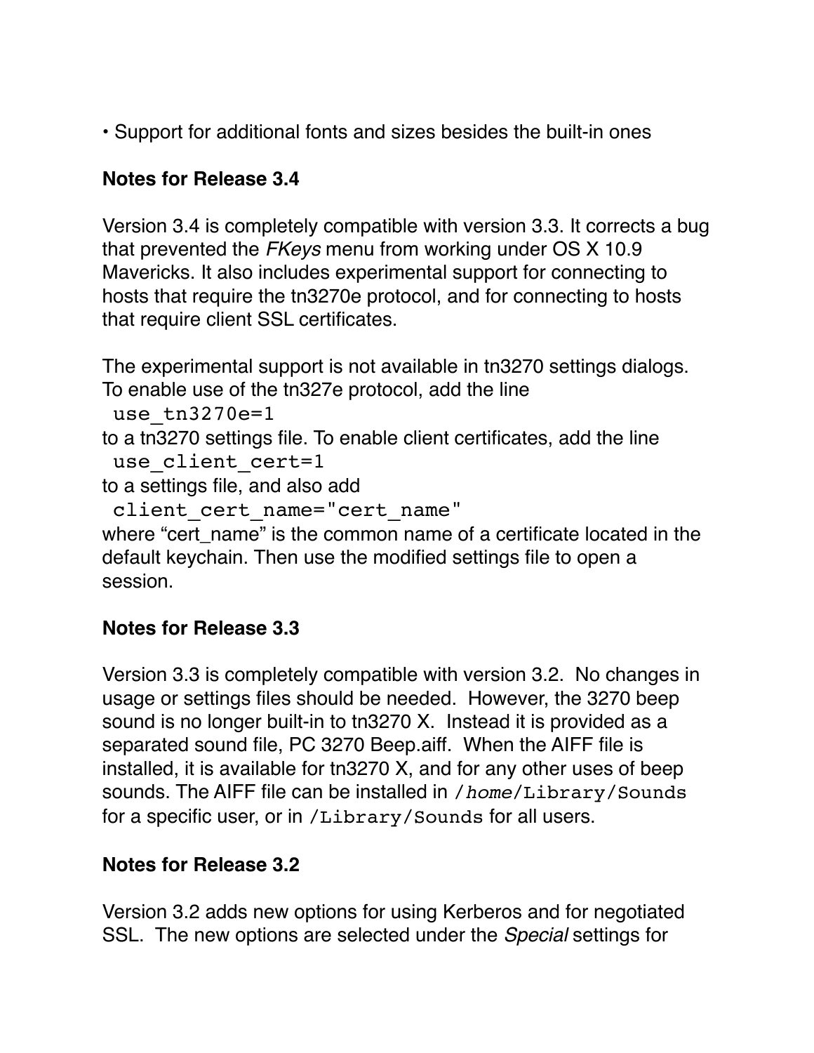• Support for additional fonts and sizes besides the built-in ones

**Notes for Release 3.4**

Version 3.4 is completely compatible with version 3.3. It corrects a bug that prevented the *FKeys* menu from working under OS X 10.9 Mavericks. It also includes experimental support for connecting to hosts that require the tn3270e protocol, and for connecting to hosts that require client SSL certificates.

The experimental support is not available in tn3270 settings dialogs. To enable use of the tn327e protocol, add the line

`use_tn3270e=1`

to a tn3270 settings file. To enable client certificates, add the line

`use_client_cert=1`

to a settings file, and also add

`client_cert_name="cert_name"`

where “cert_name” is the common name of a certificate located in the default keychain. Then use the modified settings file to open a session.

**Notes for Release 3.3**

Version 3.3 is completely compatible with version 3.2. No changes in usage or settings files should be needed. However, the 3270 beep sound is no longer built-in to tn3270 X. Instead it is provided as a separated sound file, PC 3270 Beep.aiff. When the AIFF file is installed, it is available for tn3270 X, and for any other uses of beep sounds. The AIFF file can be installed in `/`*`home`*`/Library/Sounds` for a specific user, or in `/Library/Sounds` for all users.

**Notes for Release 3.2**

Version 3.2 adds new options for using Kerberos and for negotiated SSL. The new options are selected under the *Special* settings for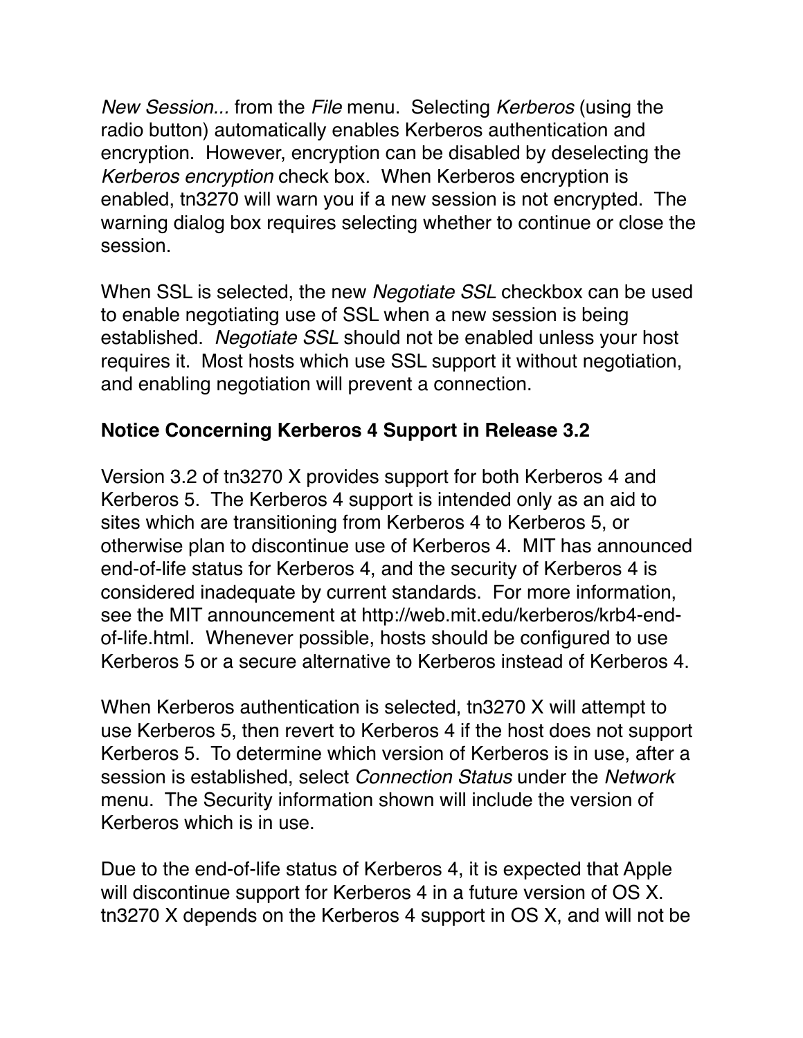*New Session...* from the *File* menu. Selecting *Kerberos* (using the radio button) automatically enables Kerberos authentication and encryption. However, encryption can be disabled by deselecting the *Kerberos encryption* check box. When Kerberos encryption is enabled, tn3270 will warn you if a new session is not encrypted. The warning dialog box requires selecting whether to continue or close the session.

When SSL is selected, the new *Negotiate SSL* checkbox can be used to enable negotiating use of SSL when a new session is being established. *Negotiate SSL* should not be enabled unless your host requires it. Most hosts which use SSL support it without negotiation, and enabling negotiation will prevent a connection.

**Notice Concerning Kerberos 4 Support in Release 3.2**

Version 3.2 of tn3270 X provides support for both Kerberos 4 and Kerberos 5. The Kerberos 4 support is intended only as an aid to sites which are transitioning from Kerberos 4 to Kerberos 5, or otherwise plan to discontinue use of Kerberos 4. MIT has announced end-of-life status for Kerberos 4, and the security of Kerberos 4 is considered inadequate by current standards. For more information, see the MIT announcement at http://web.mit.edu/kerberos/krb4-end-of-life.html. Whenever possible, hosts should be configured to use Kerberos 5 or a secure alternative to Kerberos instead of Kerberos 4.

When Kerberos authentication is selected, tn3270 X will attempt to use Kerberos 5, then revert to Kerberos 4 if the host does not support Kerberos 5. To determine which version of Kerberos is in use, after a session is established, select *Connection Status* under the *Network* menu. The Security information shown will include the version of Kerberos which is in use.

Due to the end-of-life status of Kerberos 4, it is expected that Apple will discontinue support for Kerberos 4 in a future version of OS X. tn3270 X depends on the Kerberos 4 support in OS X, and will not be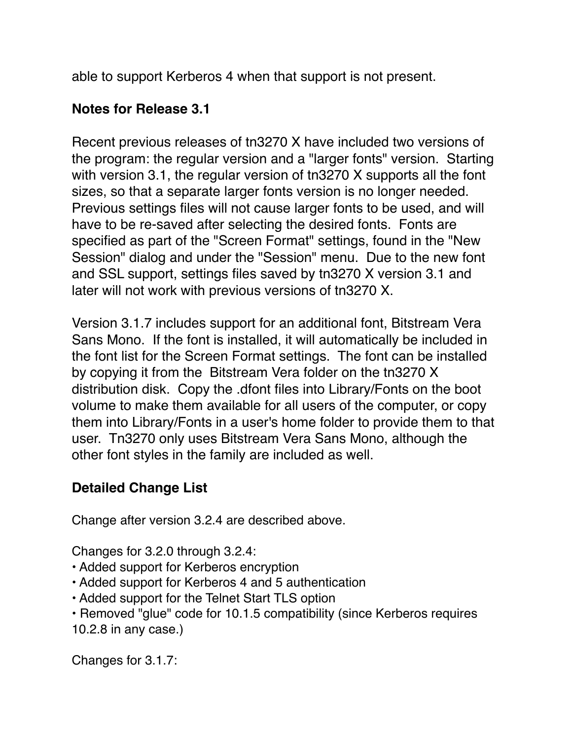able to support Kerberos 4 when that support is not present.

## Notes for Release 3.1

Recent previous releases of tn3270 X have included two versions of the program: the regular version and a "larger fonts" version.  Starting with version 3.1, the regular version of tn3270 X supports all the font sizes, so that a separate larger fonts version is no longer needed.  Previous settings files will not cause larger fonts to be used, and will have to be re-saved after selecting the desired fonts.  Fonts are specified as part of the "Screen Format" settings, found in the "New Session" dialog and under the "Session" menu.  Due to the new font and SSL support, settings files saved by tn3270 X version 3.1 and later will not work with previous versions of tn3270 X.

Version 3.1.7 includes support for an additional font, Bitstream Vera Sans Mono.  If the font is installed, it will automatically be included in the font list for the Screen Format settings.  The font can be installed by copying it from the  Bitstream Vera folder on the tn3270 X distribution disk.  Copy the .dfont files into Library/Fonts on the boot volume to make them available for all users of the computer, or copy them into Library/Fonts in a user's home folder to provide them to that user.  Tn3270 only uses Bitstream Vera Sans Mono, although the other font styles in the family are included as well.

## Detailed Change List

Change after version 3.2.4 are described above.

Changes for 3.2.0 through 3.2.4:
- Added support for Kerberos encryption
- Added support for Kerberos 4 and 5 authentication
- Added support for the Telnet Start TLS option
- Removed "glue" code for 10.1.5 compatibility (since Kerberos requires 10.2.8 in any case.)

Changes for 3.1.7: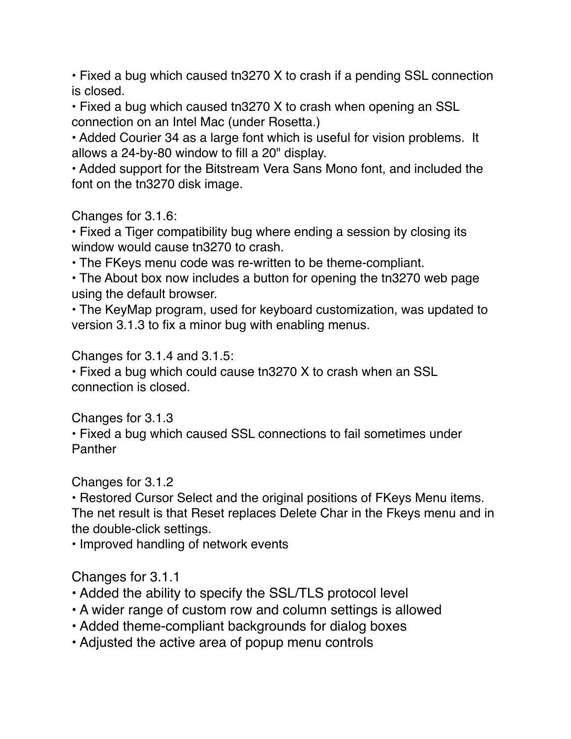• Fixed a bug which caused tn3270 X to crash if a pending SSL connection is closed.
• Fixed a bug which caused tn3270 X to crash when opening an SSL connection on an Intel Mac (under Rosetta.)
• Added Courier 34 as a large font which is useful for vision problems.  It allows a 24-by-80 window to fill a 20" display.
• Added support for the Bitstream Vera Sans Mono font, and included the font on the tn3270 disk image.

Changes for 3.1.6:
• Fixed a Tiger compatibility bug where ending a session by closing its window would cause tn3270 to crash.
• The FKeys menu code was re-written to be theme-compliant.
• The About box now includes a button for opening the tn3270 web page using the default browser.
• The KeyMap program, used for keyboard customization, was updated to version 3.1.3 to fix a minor bug with enabling menus.

Changes for 3.1.4 and 3.1.5:
• Fixed a bug which could cause tn3270 X to crash when an SSL connection is closed.

Changes for 3.1.3
• Fixed a bug which caused SSL connections to fail sometimes under Panther

Changes for 3.1.2
• Restored Cursor Select and the original positions of FKeys Menu items. The net result is that Reset replaces Delete Char in the Fkeys menu and in the double-click settings.
• Improved handling of network events

Changes for 3.1.1
• Added the ability to specify the SSL/TLS protocol level
• A wider range of custom row and column settings is allowed
• Added theme-compliant backgrounds for dialog boxes
• Adjusted the active area of popup menu controls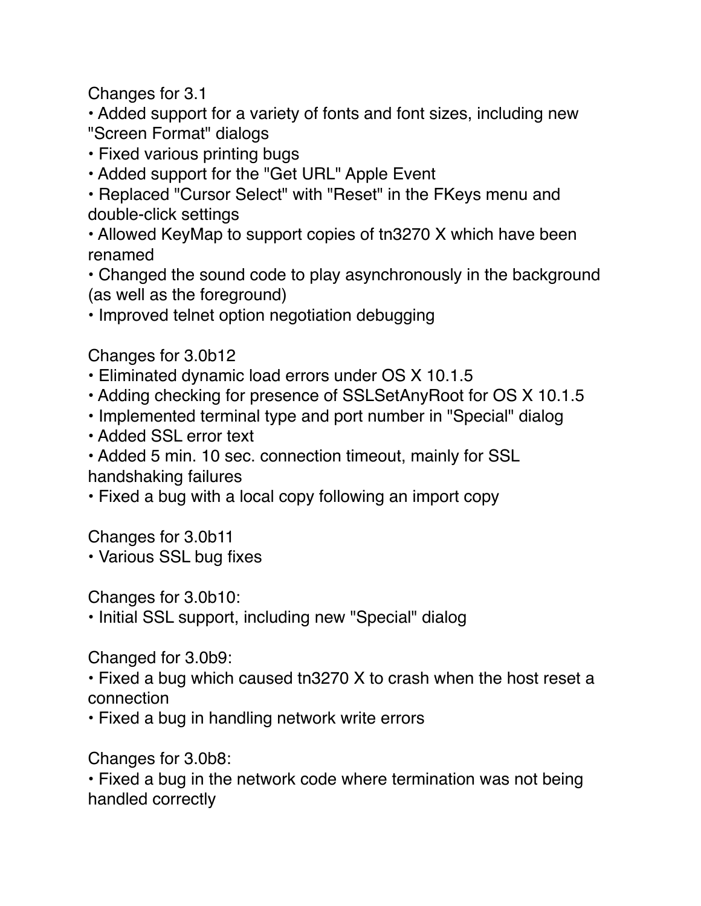Changes for 3.1

- Added support for a variety of fonts and font sizes, including new "Screen Format" dialogs
- Fixed various printing bugs
- Added support for the "Get URL" Apple Event
- Replaced "Cursor Select" with "Reset" in the FKeys menu and double-click settings
- Allowed KeyMap to support copies of tn3270 X which have been renamed
- Changed the sound code to play asynchronously in the background (as well as the foreground)
- Improved telnet option negotiation debugging

Changes for 3.0b12

- Eliminated dynamic load errors under OS X 10.1.5
- Adding checking for presence of SSLSetAnyRoot for OS X 10.1.5
- Implemented terminal type and port number in "Special" dialog
- Added SSL error text
- Added 5 min. 10 sec. connection timeout, mainly for SSL handshaking failures
- Fixed a bug with a local copy following an import copy

Changes for 3.0b11

- Various SSL bug fixes

Changes for 3.0b10:

- Initial SSL support, including new "Special" dialog

Changed for 3.0b9:

- Fixed a bug which caused tn3270 X to crash when the host reset a connection
- Fixed a bug in handling network write errors

Changes for 3.0b8:

- Fixed a bug in the network code where termination was not being handled correctly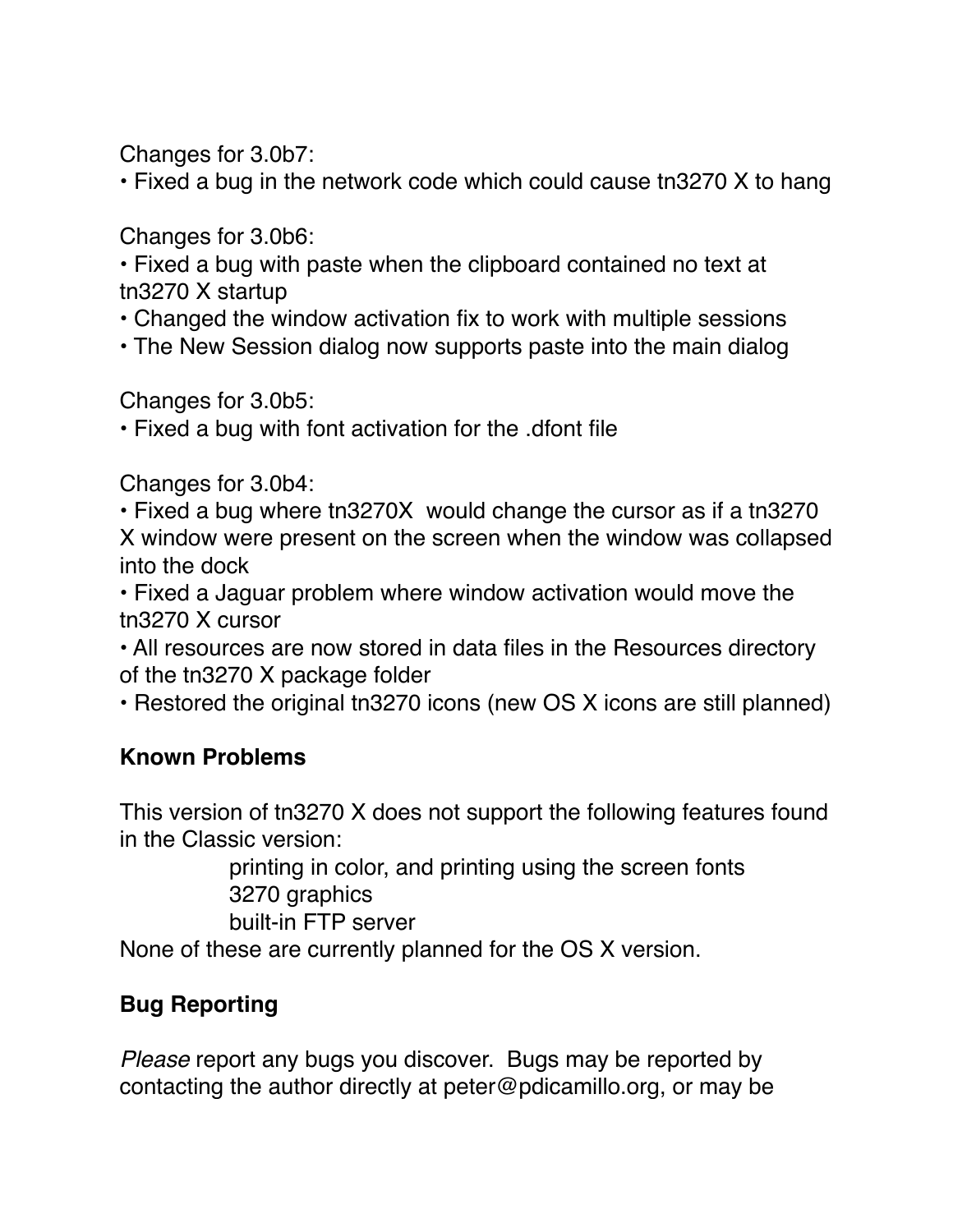Changes for 3.0b7:

• Fixed a bug in the network code which could cause tn3270 X to hang

Changes for 3.0b6:

• Fixed a bug with paste when the clipboard contained no text at tn3270 X startup
• Changed the window activation fix to work with multiple sessions
• The New Session dialog now supports paste into the main dialog

Changes for 3.0b5:

• Fixed a bug with font activation for the .dfont file

Changes for 3.0b4:

• Fixed a bug where tn3270X would change the cursor as if a tn3270 X window were present on the screen when the window was collapsed into the dock
• Fixed a Jaguar problem where window activation would move the tn3270 X cursor
• All resources are now stored in data files in the Resources directory of the tn3270 X package folder
• Restored the original tn3270 icons (new OS X icons are still planned)

**Known Problems**

This version of tn3270 X does not support the following features found in the Classic version:

printing in color, and printing using the screen fonts
3270 graphics
built-in FTP server

None of these are currently planned for the OS X version.

**Bug Reporting**

*Please* report any bugs you discover. Bugs may be reported by contacting the author directly at peter@pdicamillo.org, or may be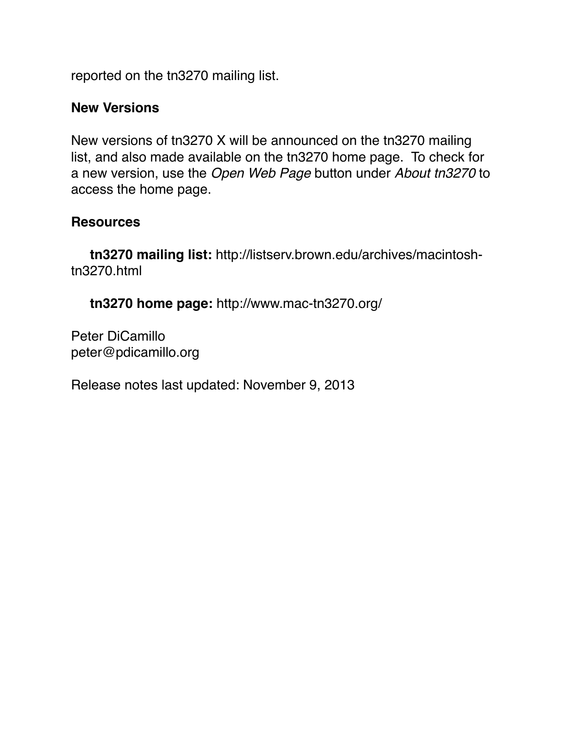reported on the tn3270 mailing list.

### New Versions

New versions of tn3270 X will be announced on the tn3270 mailing list, and also made available on the tn3270 home page. To check for a new version, use the *Open Web Page* button under *About tn3270* to access the home page.

### Resources

**tn3270 mailing list:** http://listserv.brown.edu/archives/macintosh-tn3270.html

**tn3270 home page:** http://www.mac-tn3270.org/

Peter DiCamillo
peter@pdicamillo.org

Release notes last updated: November 9, 2013